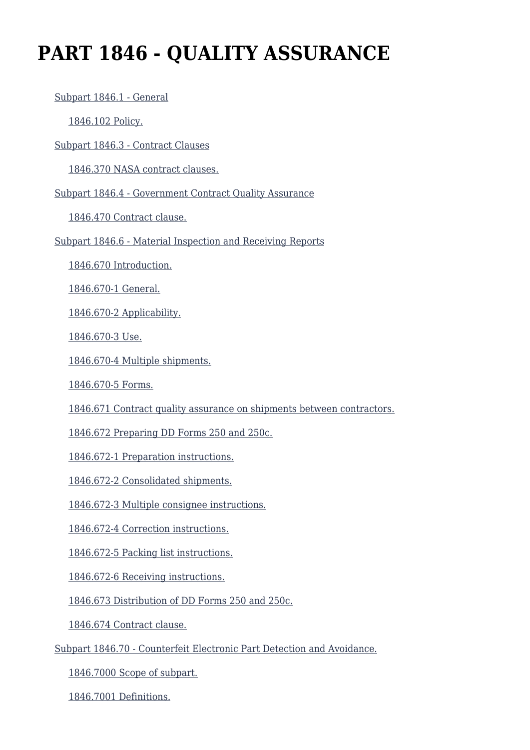# PART 1846 - QUALITY ASSURANCE

- Subpart 1846.1 - General
  - 1846.102 Policy.
- Subpart 1846.3 - Contract Clauses
  - 1846.370 NASA contract clauses.
- Subpart 1846.4 - Government Contract Quality Assurance
  - 1846.470 Contract clause.
- Subpart 1846.6 - Material Inspection and Receiving Reports
  - 1846.670 Introduction.
  - 1846.670-1 General.
  - 1846.670-2 Applicability.
  - 1846.670-3 Use.
  - 1846.670-4 Multiple shipments.
  - 1846.670-5 Forms.
  - 1846.671 Contract quality assurance on shipments between contractors.
  - 1846.672 Preparing DD Forms 250 and 250c.
  - 1846.672-1 Preparation instructions.
  - 1846.672-2 Consolidated shipments.
  - 1846.672-3 Multiple consignee instructions.
  - 1846.672-4 Correction instructions.
  - 1846.672-5 Packing list instructions.
  - 1846.672-6 Receiving instructions.
  - 1846.673 Distribution of DD Forms 250 and 250c.
  - 1846.674 Contract clause.
- Subpart 1846.70 - Counterfeit Electronic Part Detection and Avoidance.
  - 1846.7000 Scope of subpart.
  - 1846.7001 Definitions.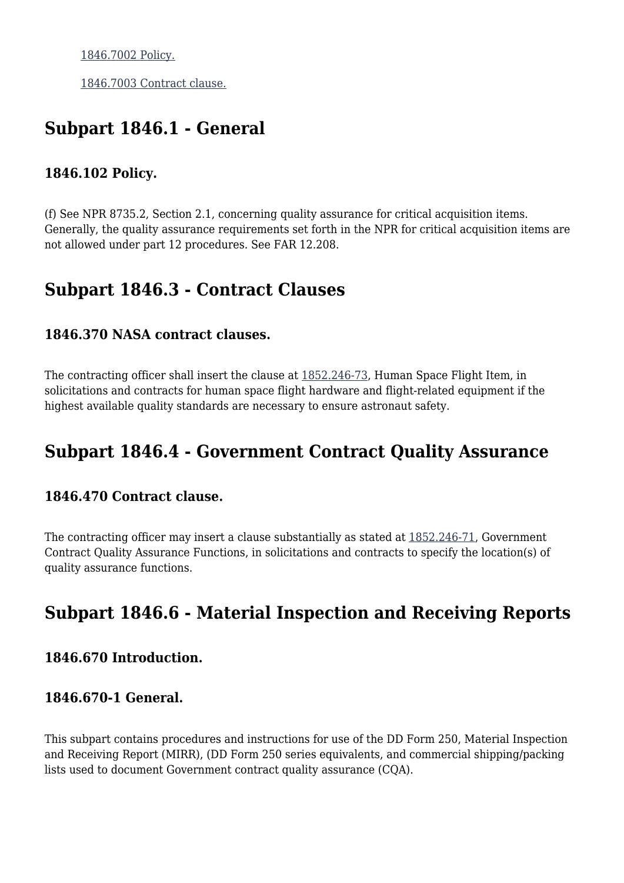1846.7002 Policy.

1846.7003 Contract clause.

## Subpart 1846.1 - General

### 1846.102 Policy.

(f) See NPR 8735.2, Section 2.1, concerning quality assurance for critical acquisition items. Generally, the quality assurance requirements set forth in the NPR for critical acquisition items are not allowed under part 12 procedures. See FAR 12.208.

## Subpart 1846.3 - Contract Clauses

### 1846.370 NASA contract clauses.

The contracting officer shall insert the clause at 1852.246-73, Human Space Flight Item, in solicitations and contracts for human space flight hardware and flight-related equipment if the highest available quality standards are necessary to ensure astronaut safety.

## Subpart 1846.4 - Government Contract Quality Assurance

### 1846.470 Contract clause.

The contracting officer may insert a clause substantially as stated at 1852.246-71, Government Contract Quality Assurance Functions, in solicitations and contracts to specify the location(s) of quality assurance functions.

## Subpart 1846.6 - Material Inspection and Receiving Reports

### 1846.670 Introduction.

### 1846.670-1 General.

This subpart contains procedures and instructions for use of the DD Form 250, Material Inspection and Receiving Report (MIRR), (DD Form 250 series equivalents, and commercial shipping/packing lists used to document Government contract quality assurance (CQA).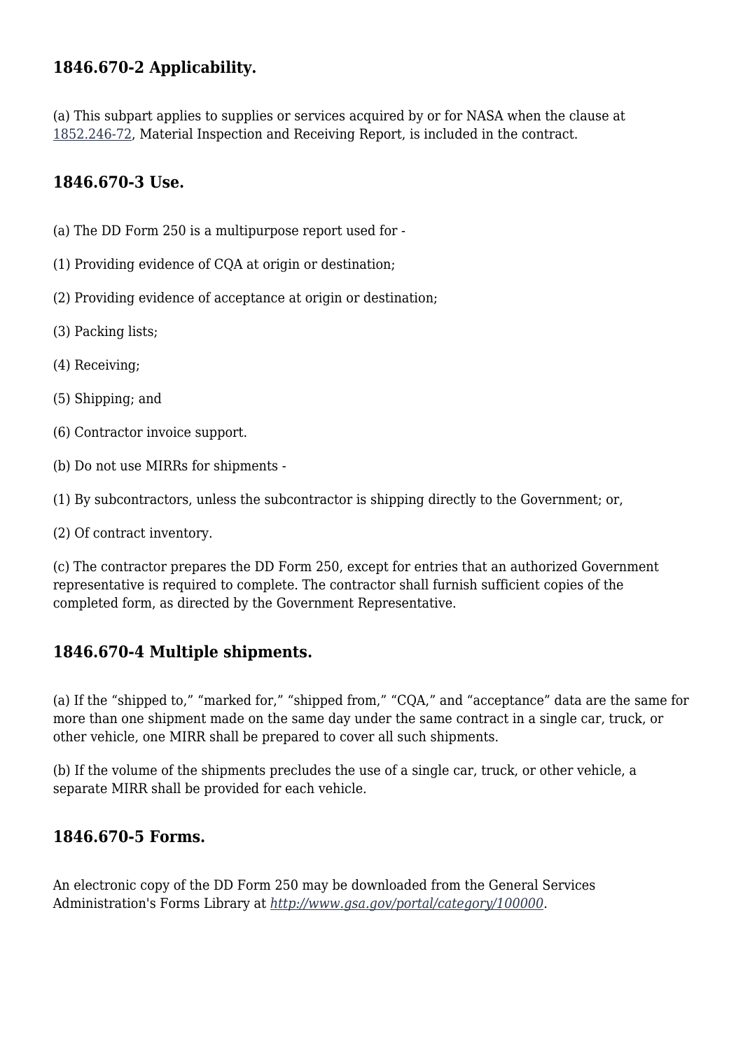## 1846.670-2 Applicability.

(a) This subpart applies to supplies or services acquired by or for NASA when the clause at [1852.246-72](), Material Inspection and Receiving Report, is included in the contract.

## 1846.670-3 Use.

(a) The DD Form 250 is a multipurpose report used for -

(1) Providing evidence of CQA at origin or destination;

(2) Providing evidence of acceptance at origin or destination;

(3) Packing lists;

(4) Receiving;

(5) Shipping; and

(6) Contractor invoice support.

(b) Do not use MIRRs for shipments -

(1) By subcontractors, unless the subcontractor is shipping directly to the Government; or,

(2) Of contract inventory.

(c) The contractor prepares the DD Form 250, except for entries that an authorized Government representative is required to complete. The contractor shall furnish sufficient copies of the completed form, as directed by the Government Representative.

## 1846.670-4 Multiple shipments.

(a) If the "shipped to," "marked for," "shipped from," "CQA," and "acceptance" data are the same for more than one shipment made on the same day under the same contract in a single car, truck, or other vehicle, one MIRR shall be prepared to cover all such shipments.

(b) If the volume of the shipments precludes the use of a single car, truck, or other vehicle, a separate MIRR shall be provided for each vehicle.

## 1846.670-5 Forms.

An electronic copy of the DD Form 250 may be downloaded from the General Services Administration's Forms Library at *http://www.gsa.gov/portal/category/100000*.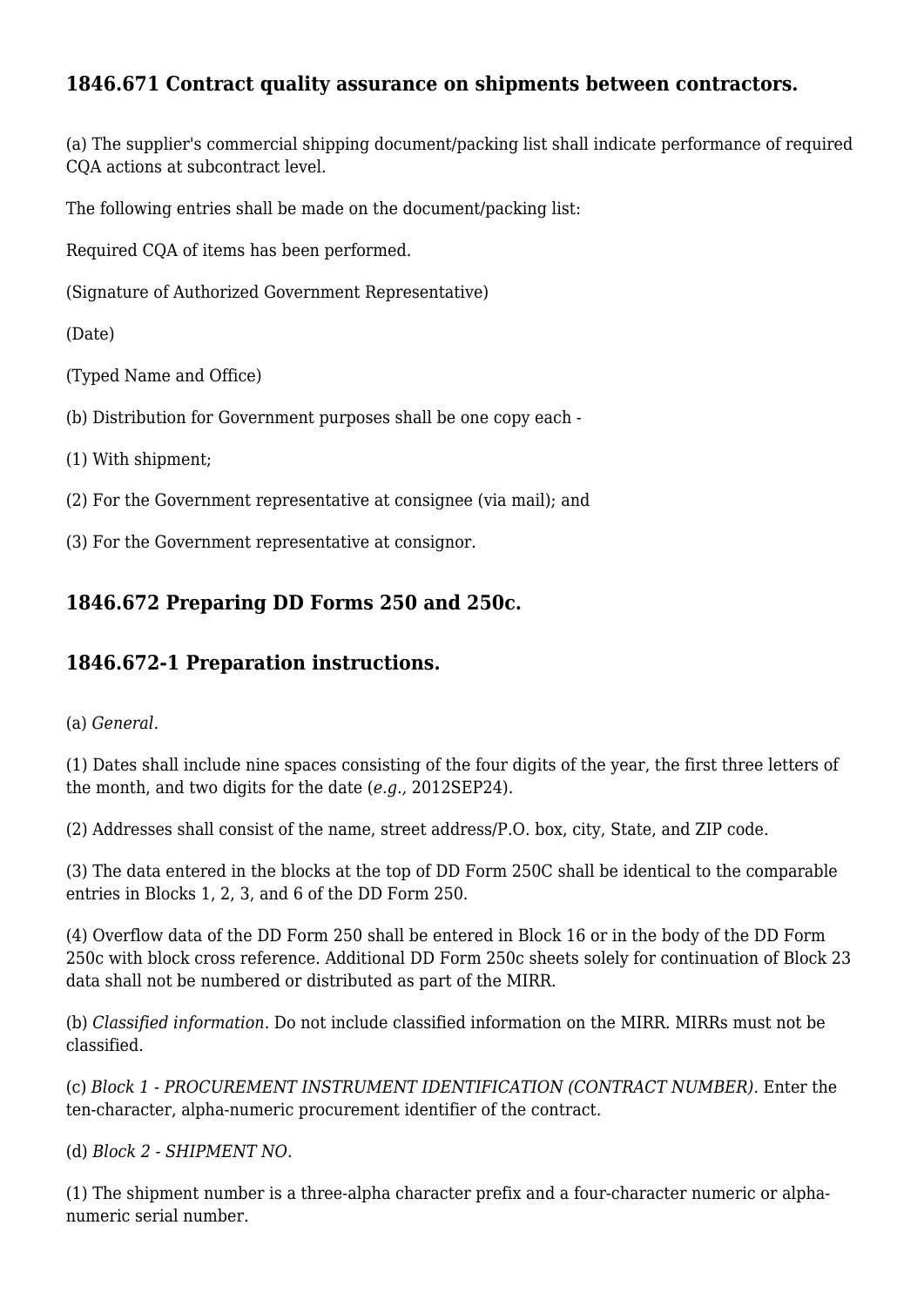## 1846.671 Contract quality assurance on shipments between contractors.

(a) The supplier's commercial shipping document/packing list shall indicate performance of required CQA actions at subcontract level.

The following entries shall be made on the document/packing list:

Required CQA of items has been performed.

(Signature of Authorized Government Representative)

(Date)

(Typed Name and Office)

(b) Distribution for Government purposes shall be one copy each -

(1) With shipment;

(2) For the Government representative at consignee (via mail); and

(3) For the Government representative at consignor.

## 1846.672 Preparing DD Forms 250 and 250c.

## 1846.672-1 Preparation instructions.

(a) *General.*

(1) Dates shall include nine spaces consisting of the four digits of the year, the first three letters of the month, and two digits for the date (*e.g.,* 2012SEP24).

(2) Addresses shall consist of the name, street address/P.O. box, city, State, and ZIP code.

(3) The data entered in the blocks at the top of DD Form 250C shall be identical to the comparable entries in Blocks 1, 2, 3, and 6 of the DD Form 250.

(4) Overflow data of the DD Form 250 shall be entered in Block 16 or in the body of the DD Form 250c with block cross reference. Additional DD Form 250c sheets solely for continuation of Block 23 data shall not be numbered or distributed as part of the MIRR.

(b) *Classified information.* Do not include classified information on the MIRR. MIRRs must not be classified.

(c) *Block 1 - PROCUREMENT INSTRUMENT IDENTIFICATION (CONTRACT NUMBER).* Enter the ten-character, alpha-numeric procurement identifier of the contract.

(d) *Block 2 - SHIPMENT NO.*

(1) The shipment number is a three-alpha character prefix and a four-character numeric or alpha-numeric serial number.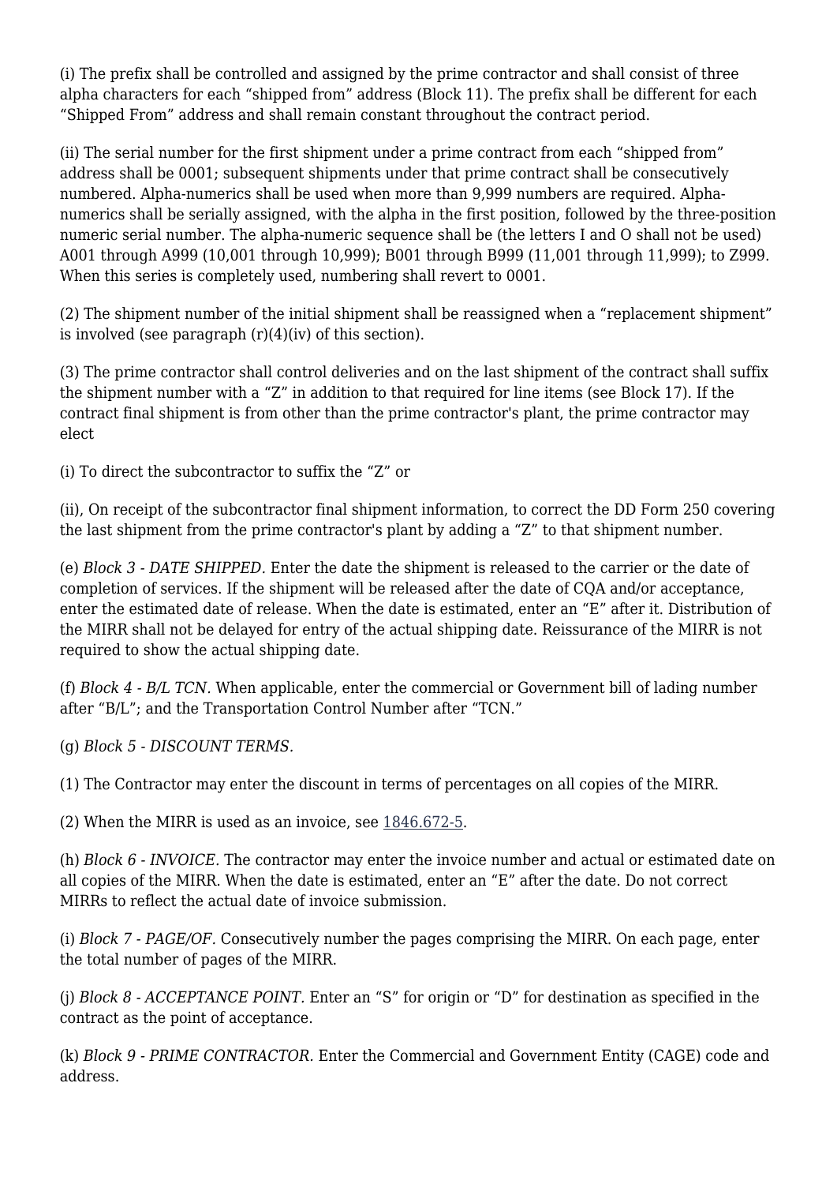(i) The prefix shall be controlled and assigned by the prime contractor and shall consist of three alpha characters for each "shipped from" address (Block 11). The prefix shall be different for each "Shipped From" address and shall remain constant throughout the contract period.

(ii) The serial number for the first shipment under a prime contract from each "shipped from" address shall be 0001; subsequent shipments under that prime contract shall be consecutively numbered. Alpha-numerics shall be used when more than 9,999 numbers are required. Alpha-numerics shall be serially assigned, with the alpha in the first position, followed by the three-position numeric serial number. The alpha-numeric sequence shall be (the letters I and O shall not be used) A001 through A999 (10,001 through 10,999); B001 through B999 (11,001 through 11,999); to Z999. When this series is completely used, numbering shall revert to 0001.

(2) The shipment number of the initial shipment shall be reassigned when a "replacement shipment" is involved (see paragraph (r)(4)(iv) of this section).

(3) The prime contractor shall control deliveries and on the last shipment of the contract shall suffix the shipment number with a "Z" in addition to that required for line items (see Block 17). If the contract final shipment is from other than the prime contractor's plant, the prime contractor may elect

(i) To direct the subcontractor to suffix the "Z" or

(ii), On receipt of the subcontractor final shipment information, to correct the DD Form 250 covering the last shipment from the prime contractor's plant by adding a "Z" to that shipment number.

(e) *Block 3 - DATE SHIPPED.* Enter the date the shipment is released to the carrier or the date of completion of services. If the shipment will be released after the date of CQA and/or acceptance, enter the estimated date of release. When the date is estimated, enter an "E" after it. Distribution of the MIRR shall not be delayed for entry of the actual shipping date. Reissurance of the MIRR is not required to show the actual shipping date.

(f) *Block 4 - B/L TCN.* When applicable, enter the commercial or Government bill of lading number after "B/L"; and the Transportation Control Number after "TCN."

(g) *Block 5 - DISCOUNT TERMS.*

(1) The Contractor may enter the discount in terms of percentages on all copies of the MIRR.

(2) When the MIRR is used as an invoice, see 1846.672-5.

(h) *Block 6 - INVOICE.* The contractor may enter the invoice number and actual or estimated date on all copies of the MIRR. When the date is estimated, enter an "E" after the date. Do not correct MIRRs to reflect the actual date of invoice submission.

(i) *Block 7 - PAGE/OF.* Consecutively number the pages comprising the MIRR. On each page, enter the total number of pages of the MIRR.

(j) *Block 8 - ACCEPTANCE POINT.* Enter an "S" for origin or "D" for destination as specified in the contract as the point of acceptance.

(k) *Block 9 - PRIME CONTRACTOR.* Enter the Commercial and Government Entity (CAGE) code and address.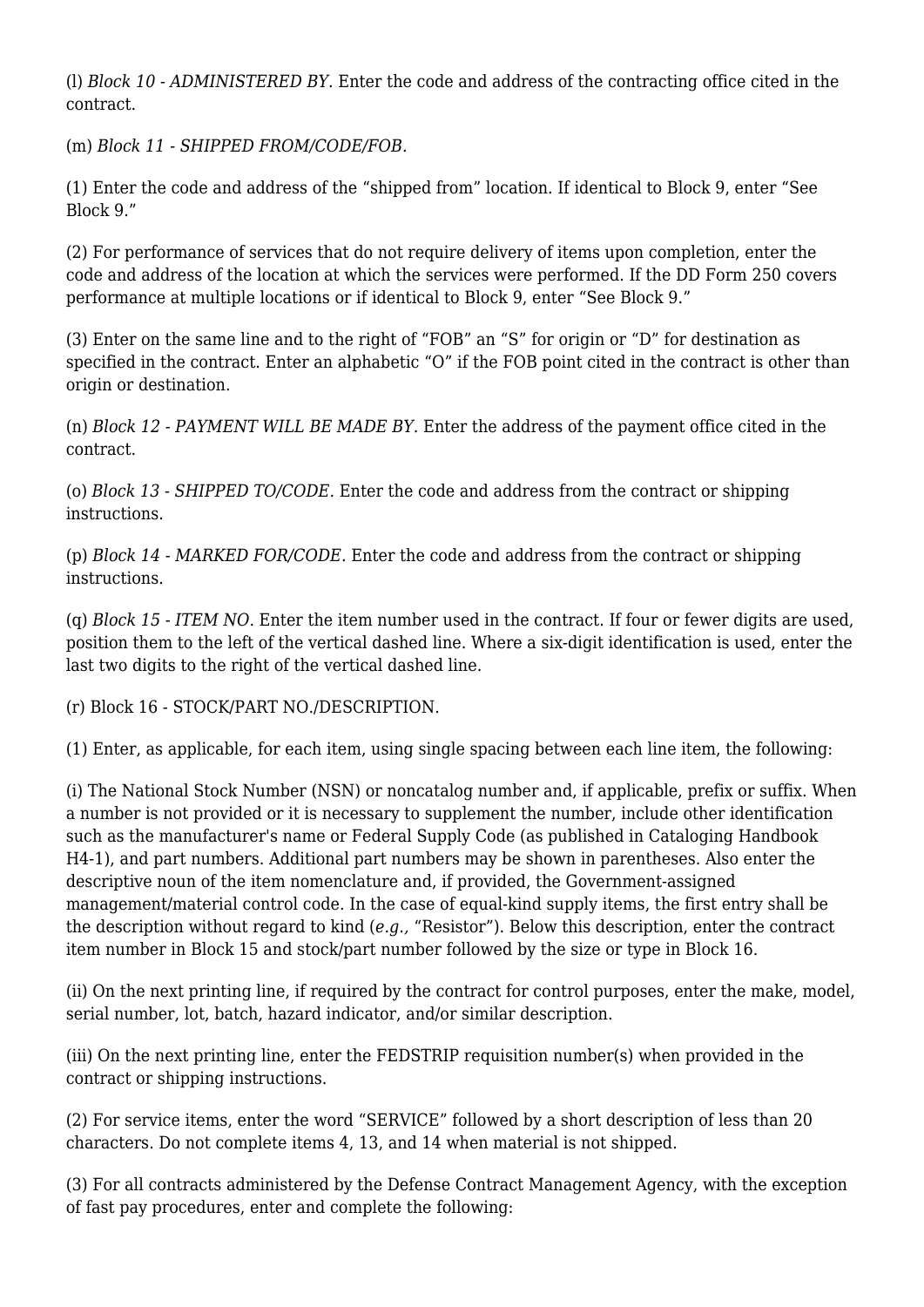(l) *Block 10 - ADMINISTERED BY.* Enter the code and address of the contracting office cited in the contract.

(m) *Block 11 - SHIPPED FROM/CODE/FOB.*

(1) Enter the code and address of the "shipped from" location. If identical to Block 9, enter "See Block 9."

(2) For performance of services that do not require delivery of items upon completion, enter the code and address of the location at which the services were performed. If the DD Form 250 covers performance at multiple locations or if identical to Block 9, enter "See Block 9."

(3) Enter on the same line and to the right of "FOB" an "S" for origin or "D" for destination as specified in the contract. Enter an alphabetic "O" if the FOB point cited in the contract is other than origin or destination.

(n) *Block 12 - PAYMENT WILL BE MADE BY.* Enter the address of the payment office cited in the contract.

(o) *Block 13 - SHIPPED TO/CODE.* Enter the code and address from the contract or shipping instructions.

(p) *Block 14 - MARKED FOR/CODE.* Enter the code and address from the contract or shipping instructions.

(q) *Block 15 - ITEM NO.* Enter the item number used in the contract. If four or fewer digits are used, position them to the left of the vertical dashed line. Where a six-digit identification is used, enter the last two digits to the right of the vertical dashed line.

(r) Block 16 - STOCK/PART NO./DESCRIPTION.

(1) Enter, as applicable, for each item, using single spacing between each line item, the following:

(i) The National Stock Number (NSN) or noncatalog number and, if applicable, prefix or suffix. When a number is not provided or it is necessary to supplement the number, include other identification such as the manufacturer's name or Federal Supply Code (as published in Cataloging Handbook H4-1), and part numbers. Additional part numbers may be shown in parentheses. Also enter the descriptive noun of the item nomenclature and, if provided, the Government-assigned management/material control code. In the case of equal-kind supply items, the first entry shall be the description without regard to kind (*e.g.,* "Resistor"). Below this description, enter the contract item number in Block 15 and stock/part number followed by the size or type in Block 16.

(ii) On the next printing line, if required by the contract for control purposes, enter the make, model, serial number, lot, batch, hazard indicator, and/or similar description.

(iii) On the next printing line, enter the FEDSTRIP requisition number(s) when provided in the contract or shipping instructions.

(2) For service items, enter the word "SERVICE" followed by a short description of less than 20 characters. Do not complete items 4, 13, and 14 when material is not shipped.

(3) For all contracts administered by the Defense Contract Management Agency, with the exception of fast pay procedures, enter and complete the following: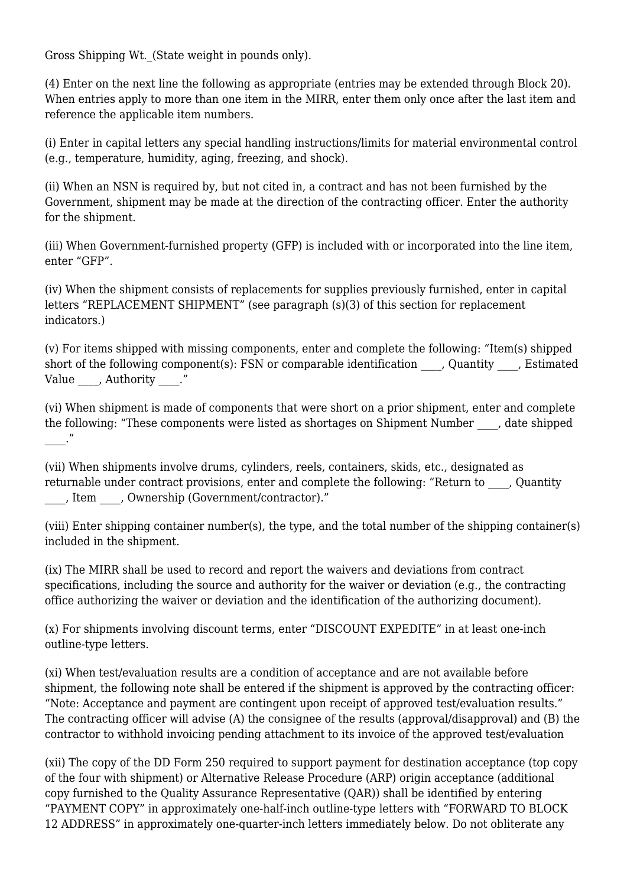Gross Shipping Wt._(State weight in pounds only).

(4) Enter on the next line the following as appropriate (entries may be extended through Block 20). When entries apply to more than one item in the MIRR, enter them only once after the last item and reference the applicable item numbers.

(i) Enter in capital letters any special handling instructions/limits for material environmental control (e.g., temperature, humidity, aging, freezing, and shock).

(ii) When an NSN is required by, but not cited in, a contract and has not been furnished by the Government, shipment may be made at the direction of the contracting officer. Enter the authority for the shipment.

(iii) When Government-furnished property (GFP) is included with or incorporated into the line item, enter "GFP".

(iv) When the shipment consists of replacements for supplies previously furnished, enter in capital letters "REPLACEMENT SHIPMENT" (see paragraph (s)(3) of this section for replacement indicators.)

(v) For items shipped with missing components, enter and complete the following: "Item(s) shipped short of the following component(s): FSN or comparable identification ____, Quantity ____, Estimated Value ____, Authority ____."

(vi) When shipment is made of components that were short on a prior shipment, enter and complete the following: "These components were listed as shortages on Shipment Number ____, date shipped ____."

(vii) When shipments involve drums, cylinders, reels, containers, skids, etc., designated as returnable under contract provisions, enter and complete the following: "Return to ____, Quantity ____, Item ____, Ownership (Government/contractor)."

(viii) Enter shipping container number(s), the type, and the total number of the shipping container(s) included in the shipment.

(ix) The MIRR shall be used to record and report the waivers and deviations from contract specifications, including the source and authority for the waiver or deviation (e.g., the contracting office authorizing the waiver or deviation and the identification of the authorizing document).

(x) For shipments involving discount terms, enter "DISCOUNT EXPEDITE" in at least one-inch outline-type letters.

(xi) When test/evaluation results are a condition of acceptance and are not available before shipment, the following note shall be entered if the shipment is approved by the contracting officer: "Note: Acceptance and payment are contingent upon receipt of approved test/evaluation results." The contracting officer will advise (A) the consignee of the results (approval/disapproval) and (B) the contractor to withhold invoicing pending attachment to its invoice of the approved test/evaluation

(xii) The copy of the DD Form 250 required to support payment for destination acceptance (top copy of the four with shipment) or Alternative Release Procedure (ARP) origin acceptance (additional copy furnished to the Quality Assurance Representative (QAR)) shall be identified by entering "PAYMENT COPY" in approximately one-half-inch outline-type letters with "FORWARD TO BLOCK 12 ADDRESS" in approximately one-quarter-inch letters immediately below. Do not obliterate any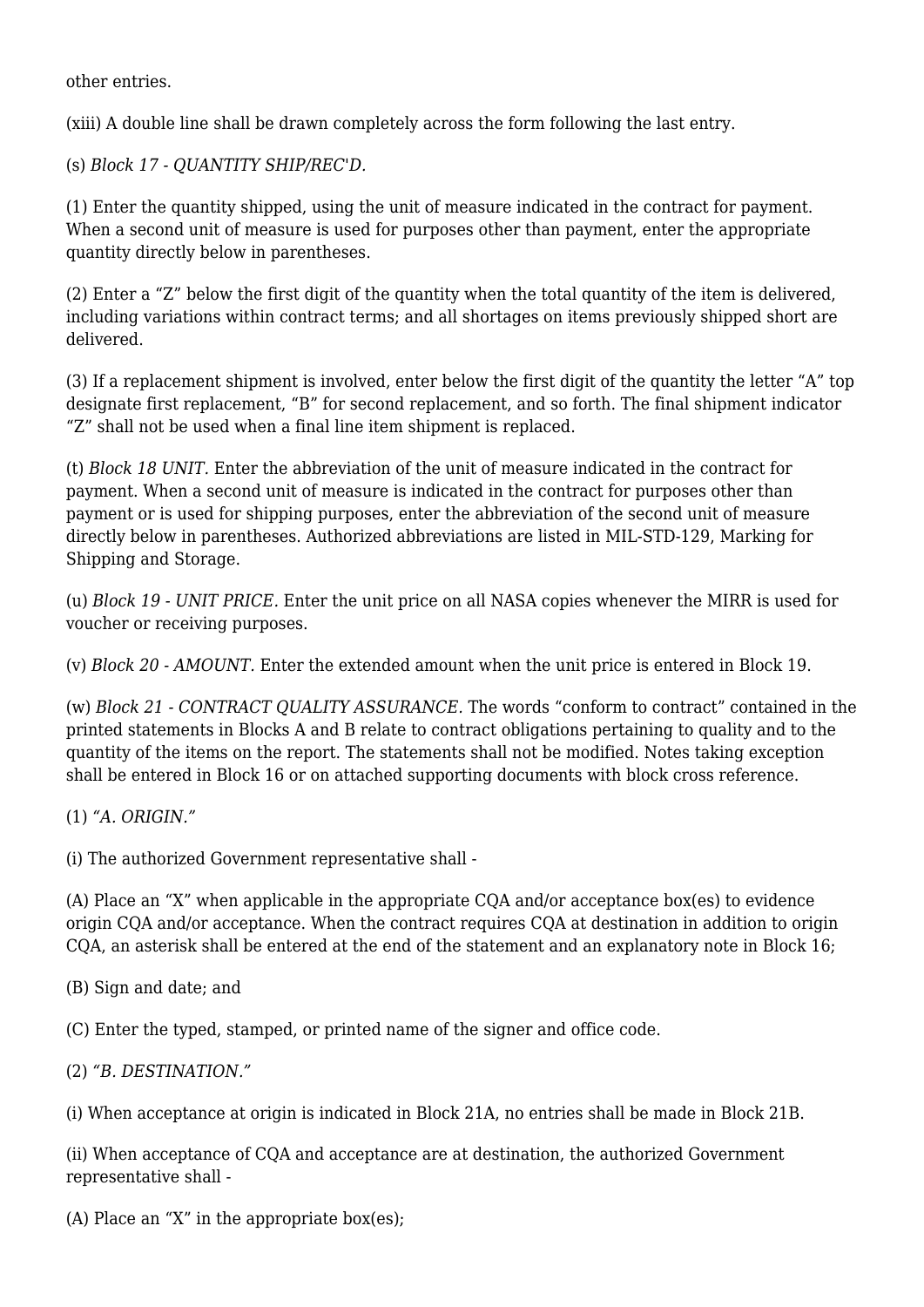other entries.

(xiii) A double line shall be drawn completely across the form following the last entry.

(s) *Block 17 - QUANTITY SHIP/REC'D.*

(1) Enter the quantity shipped, using the unit of measure indicated in the contract for payment. When a second unit of measure is used for purposes other than payment, enter the appropriate quantity directly below in parentheses.

(2) Enter a "Z" below the first digit of the quantity when the total quantity of the item is delivered, including variations within contract terms; and all shortages on items previously shipped short are delivered.

(3) If a replacement shipment is involved, enter below the first digit of the quantity the letter "A" top designate first replacement, "B" for second replacement, and so forth. The final shipment indicator "Z" shall not be used when a final line item shipment is replaced.

(t) *Block 18 UNIT.* Enter the abbreviation of the unit of measure indicated in the contract for payment. When a second unit of measure is indicated in the contract for purposes other than payment or is used for shipping purposes, enter the abbreviation of the second unit of measure directly below in parentheses. Authorized abbreviations are listed in MIL-STD-129, Marking for Shipping and Storage.

(u) *Block 19 - UNIT PRICE.* Enter the unit price on all NASA copies whenever the MIRR is used for voucher or receiving purposes.

(v) *Block 20 - AMOUNT.* Enter the extended amount when the unit price is entered in Block 19.

(w) *Block 21 - CONTRACT QUALITY ASSURANCE.* The words "conform to contract" contained in the printed statements in Blocks A and B relate to contract obligations pertaining to quality and to the quantity of the items on the report. The statements shall not be modified. Notes taking exception shall be entered in Block 16 or on attached supporting documents with block cross reference.

(1) *"A. ORIGIN."*

(i) The authorized Government representative shall -

(A) Place an "X" when applicable in the appropriate CQA and/or acceptance box(es) to evidence origin CQA and/or acceptance. When the contract requires CQA at destination in addition to origin CQA, an asterisk shall be entered at the end of the statement and an explanatory note in Block 16;

(B) Sign and date; and

(C) Enter the typed, stamped, or printed name of the signer and office code.

(2) *"B. DESTINATION."*

(i) When acceptance at origin is indicated in Block 21A, no entries shall be made in Block 21B.

(ii) When acceptance of CQA and acceptance are at destination, the authorized Government representative shall -

(A) Place an "X" in the appropriate box(es);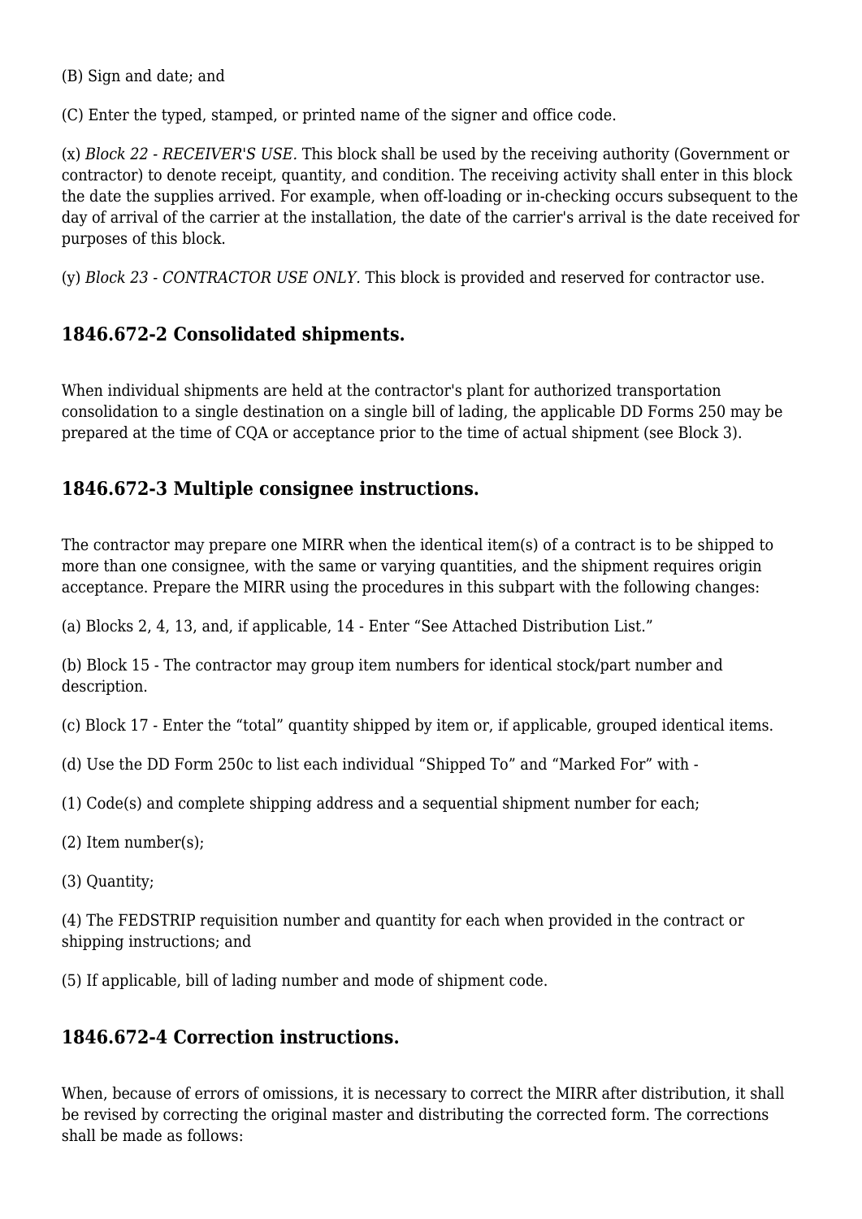(B) Sign and date; and

(C) Enter the typed, stamped, or printed name of the signer and office code.

(x) *Block 22 - RECEIVER'S USE.* This block shall be used by the receiving authority (Government or contractor) to denote receipt, quantity, and condition. The receiving activity shall enter in this block the date the supplies arrived. For example, when off-loading or in-checking occurs subsequent to the day of arrival of the carrier at the installation, the date of the carrier's arrival is the date received for purposes of this block.

(y) *Block 23 - CONTRACTOR USE ONLY.* This block is provided and reserved for contractor use.

### 1846.672-2 Consolidated shipments.

When individual shipments are held at the contractor's plant for authorized transportation consolidation to a single destination on a single bill of lading, the applicable DD Forms 250 may be prepared at the time of CQA or acceptance prior to the time of actual shipment (see Block 3).

### 1846.672-3 Multiple consignee instructions.

The contractor may prepare one MIRR when the identical item(s) of a contract is to be shipped to more than one consignee, with the same or varying quantities, and the shipment requires origin acceptance. Prepare the MIRR using the procedures in this subpart with the following changes:

(a) Blocks 2, 4, 13, and, if applicable, 14 - Enter “See Attached Distribution List.”

(b) Block 15 - The contractor may group item numbers for identical stock/part number and description.

(c) Block 17 - Enter the “total” quantity shipped by item or, if applicable, grouped identical items.

(d) Use the DD Form 250c to list each individual “Shipped To” and “Marked For” with -

(1) Code(s) and complete shipping address and a sequential shipment number for each;

(2) Item number(s);

(3) Quantity;

(4) The FEDSTRIP requisition number and quantity for each when provided in the contract or shipping instructions; and

(5) If applicable, bill of lading number and mode of shipment code.

### 1846.672-4 Correction instructions.

When, because of errors of omissions, it is necessary to correct the MIRR after distribution, it shall be revised by correcting the original master and distributing the corrected form. The corrections shall be made as follows: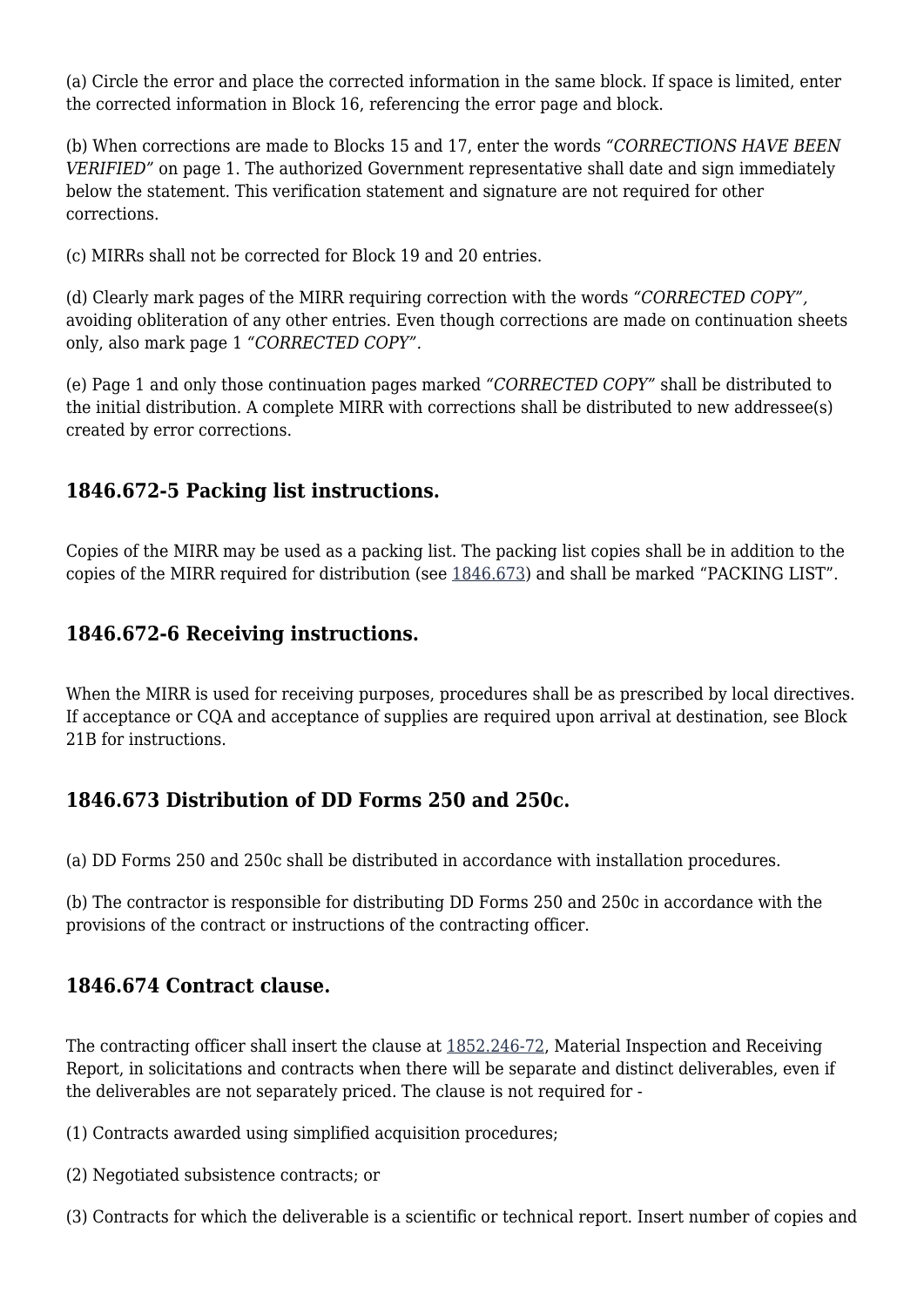(a) Circle the error and place the corrected information in the same block. If space is limited, enter the corrected information in Block 16, referencing the error page and block.

(b) When corrections are made to Blocks 15 and 17, enter the words *"CORRECTIONS HAVE BEEN VERIFIED"* on page 1. The authorized Government representative shall date and sign immediately below the statement. This verification statement and signature are not required for other corrections.

(c) MIRRs shall not be corrected for Block 19 and 20 entries.

(d) Clearly mark pages of the MIRR requiring correction with the words *"CORRECTED COPY",* avoiding obliteration of any other entries. Even though corrections are made on continuation sheets only, also mark page 1 *"CORRECTED COPY".*

(e) Page 1 and only those continuation pages marked *"CORRECTED COPY"* shall be distributed to the initial distribution. A complete MIRR with corrections shall be distributed to new addressee(s) created by error corrections.

### 1846.672-5 Packing list instructions.

Copies of the MIRR may be used as a packing list. The packing list copies shall be in addition to the copies of the MIRR required for distribution (see 1846.673) and shall be marked "PACKING LIST".

### 1846.672-6 Receiving instructions.

When the MIRR is used for receiving purposes, procedures shall be as prescribed by local directives. If acceptance or CQA and acceptance of supplies are required upon arrival at destination, see Block 21B for instructions.

### 1846.673 Distribution of DD Forms 250 and 250c.

(a) DD Forms 250 and 250c shall be distributed in accordance with installation procedures.

(b) The contractor is responsible for distributing DD Forms 250 and 250c in accordance with the provisions of the contract or instructions of the contracting officer.

### 1846.674 Contract clause.

The contracting officer shall insert the clause at 1852.246-72, Material Inspection and Receiving Report, in solicitations and contracts when there will be separate and distinct deliverables, even if the deliverables are not separately priced. The clause is not required for -

(1) Contracts awarded using simplified acquisition procedures;

(2) Negotiated subsistence contracts; or

(3) Contracts for which the deliverable is a scientific or technical report. Insert number of copies and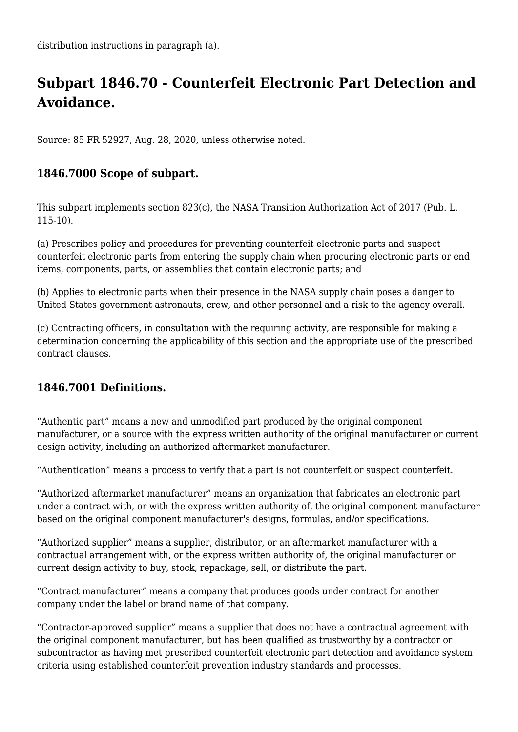distribution instructions in paragraph (a).

## Subpart 1846.70 - Counterfeit Electronic Part Detection and Avoidance.

Source: 85 FR 52927, Aug. 28, 2020, unless otherwise noted.

### 1846.7000 Scope of subpart.

This subpart implements section 823(c), the NASA Transition Authorization Act of 2017 (Pub. L. 115-10).

(a) Prescribes policy and procedures for preventing counterfeit electronic parts and suspect counterfeit electronic parts from entering the supply chain when procuring electronic parts or end items, components, parts, or assemblies that contain electronic parts; and

(b) Applies to electronic parts when their presence in the NASA supply chain poses a danger to United States government astronauts, crew, and other personnel and a risk to the agency overall.

(c) Contracting officers, in consultation with the requiring activity, are responsible for making a determination concerning the applicability of this section and the appropriate use of the prescribed contract clauses.

### 1846.7001 Definitions.

"Authentic part" means a new and unmodified part produced by the original component manufacturer, or a source with the express written authority of the original manufacturer or current design activity, including an authorized aftermarket manufacturer.

"Authentication" means a process to verify that a part is not counterfeit or suspect counterfeit.

"Authorized aftermarket manufacturer" means an organization that fabricates an electronic part under a contract with, or with the express written authority of, the original component manufacturer based on the original component manufacturer's designs, formulas, and/or specifications.

"Authorized supplier" means a supplier, distributor, or an aftermarket manufacturer with a contractual arrangement with, or the express written authority of, the original manufacturer or current design activity to buy, stock, repackage, sell, or distribute the part.

"Contract manufacturer" means a company that produces goods under contract for another company under the label or brand name of that company.

"Contractor-approved supplier" means a supplier that does not have a contractual agreement with the original component manufacturer, but has been qualified as trustworthy by a contractor or subcontractor as having met prescribed counterfeit electronic part detection and avoidance system criteria using established counterfeit prevention industry standards and processes.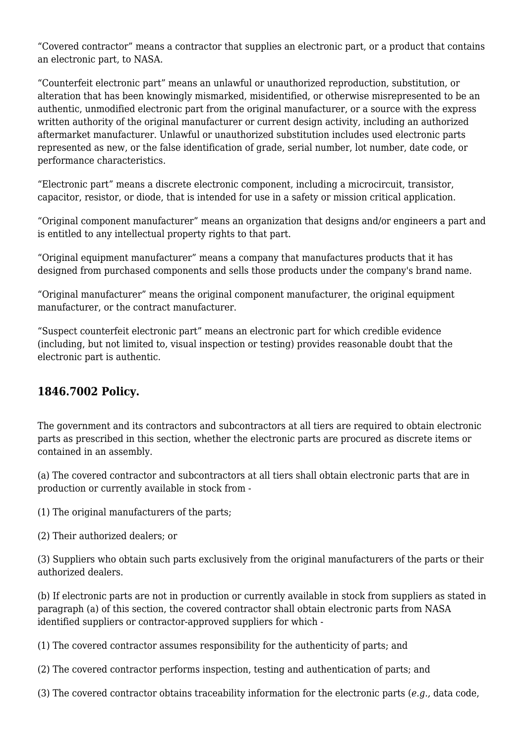“Covered contractor” means a contractor that supplies an electronic part, or a product that contains an electronic part, to NASA.

“Counterfeit electronic part” means an unlawful or unauthorized reproduction, substitution, or alteration that has been knowingly mismarked, misidentified, or otherwise misrepresented to be an authentic, unmodified electronic part from the original manufacturer, or a source with the express written authority of the original manufacturer or current design activity, including an authorized aftermarket manufacturer. Unlawful or unauthorized substitution includes used electronic parts represented as new, or the false identification of grade, serial number, lot number, date code, or performance characteristics.

“Electronic part” means a discrete electronic component, including a microcircuit, transistor, capacitor, resistor, or diode, that is intended for use in a safety or mission critical application.

“Original component manufacturer” means an organization that designs and/or engineers a part and is entitled to any intellectual property rights to that part.

“Original equipment manufacturer” means a company that manufactures products that it has designed from purchased components and sells those products under the company's brand name.

“Original manufacturer” means the original component manufacturer, the original equipment manufacturer, or the contract manufacturer.

“Suspect counterfeit electronic part” means an electronic part for which credible evidence (including, but not limited to, visual inspection or testing) provides reasonable doubt that the electronic part is authentic.

### 1846.7002 Policy.

The government and its contractors and subcontractors at all tiers are required to obtain electronic parts as prescribed in this section, whether the electronic parts are procured as discrete items or contained in an assembly.

(a) The covered contractor and subcontractors at all tiers shall obtain electronic parts that are in production or currently available in stock from -

(1) The original manufacturers of the parts;

(2) Their authorized dealers; or

(3) Suppliers who obtain such parts exclusively from the original manufacturers of the parts or their authorized dealers.

(b) If electronic parts are not in production or currently available in stock from suppliers as stated in paragraph (a) of this section, the covered contractor shall obtain electronic parts from NASA identified suppliers or contractor-approved suppliers for which -

(1) The covered contractor assumes responsibility for the authenticity of parts; and

(2) The covered contractor performs inspection, testing and authentication of parts; and

(3) The covered contractor obtains traceability information for the electronic parts (*e.g.,* data code,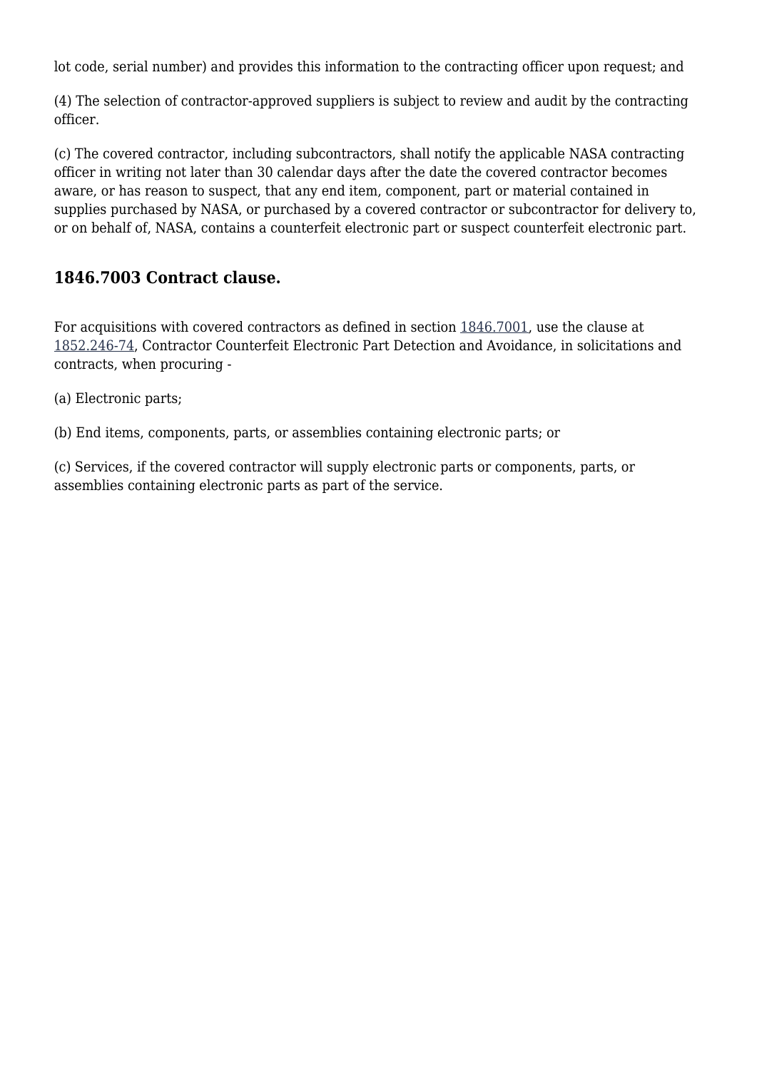lot code, serial number) and provides this information to the contracting officer upon request; and

(4) The selection of contractor-approved suppliers is subject to review and audit by the contracting officer.

(c) The covered contractor, including subcontractors, shall notify the applicable NASA contracting officer in writing not later than 30 calendar days after the date the covered contractor becomes aware, or has reason to suspect, that any end item, component, part or material contained in supplies purchased by NASA, or purchased by a covered contractor or subcontractor for delivery to, or on behalf of, NASA, contains a counterfeit electronic part or suspect counterfeit electronic part.

### 1846.7003 Contract clause.

For acquisitions with covered contractors as defined in section 1846.7001, use the clause at 1852.246-74, Contractor Counterfeit Electronic Part Detection and Avoidance, in solicitations and contracts, when procuring -

(a) Electronic parts;

(b) End items, components, parts, or assemblies containing electronic parts; or

(c) Services, if the covered contractor will supply electronic parts or components, parts, or assemblies containing electronic parts as part of the service.